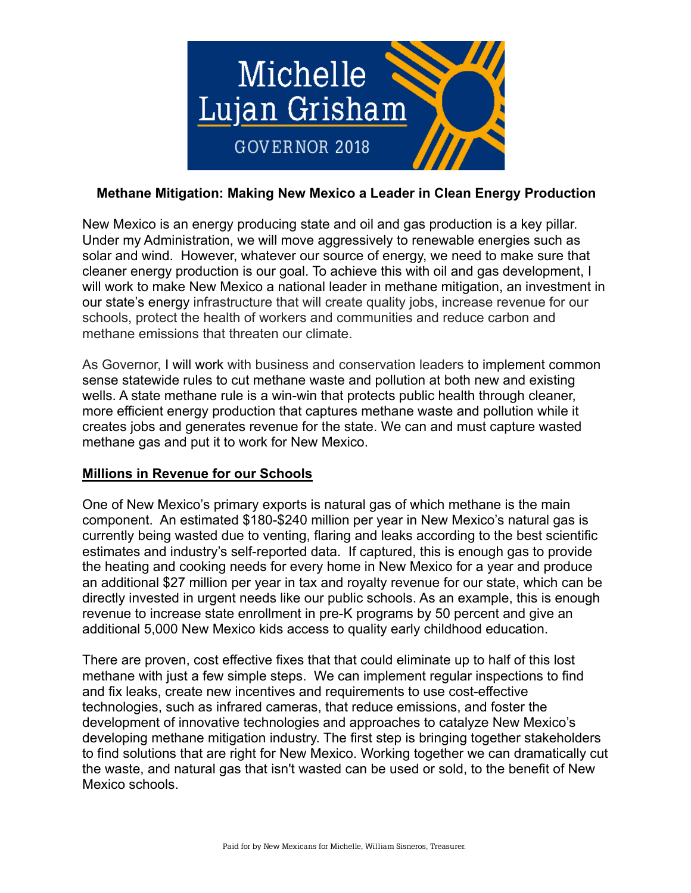Michelle Lujan Grisham

GOVERNOR 2018

**Methane Mitigation: Making New Mexico a Leader in Clean Energy Production**

New Mexico is an energy producing state and oil and gas production is a key pillar. Under my Administration, we will move aggressively to renewable energies such as solar and wind. However, whatever our source of energy, we need to make sure that cleaner energy production is our goal. To achieve this with oil and gas development, I will work to make New Mexico a national leader in methane mitigation, an investment in our state's energy infrastructure that will create quality jobs, increase revenue for our schools, protect the health of workers and communities and reduce carbon and methane emissions that threaten our climate.

As Governor, I will work with business and conservation leaders to implement common sense statewide rules to cut methane waste and pollution at both new and existing wells. A state methane rule is a win-win that protects public health through cleaner, more efficient energy production that captures methane waste and pollution while it creates jobs and generates revenue for the state. We can and must capture wasted methane gas and put it to work for New Mexico.

**Millions in Revenue for our Schools**

One of New Mexico's primary exports is natural gas of which methane is the main component. An estimated $180-$240 million per year in New Mexico's natural gas is currently being wasted due to venting, flaring and leaks according to the best scientific estimates and industry's self-reported data. If captured, this is enough gas to provide the heating and cooking needs for every home in New Mexico for a year and produce an additional $27 million per year in tax and royalty revenue for our state, which can be directly invested in urgent needs like our public schools. As an example, this is enough revenue to increase state enrollment in pre-K programs by 50 percent and give an additional 5,000 New Mexico kids access to quality early childhood education.

There are proven, cost effective fixes that that could eliminate up to half of this lost methane with just a few simple steps. We can implement regular inspections to find and fix leaks, create new incentives and requirements to use cost-effective technologies, such as infrared cameras, that reduce emissions, and foster the development of innovative technologies and approaches to catalyze New Mexico's developing methane mitigation industry. The first step is bringing together stakeholders to find solutions that are right for New Mexico. Working together we can dramatically cut the waste, and natural gas that isn't wasted can be used or sold, to the benefit of New Mexico schools.

Paid for by New Mexicans for Michelle, William Sisneros, Treasurer.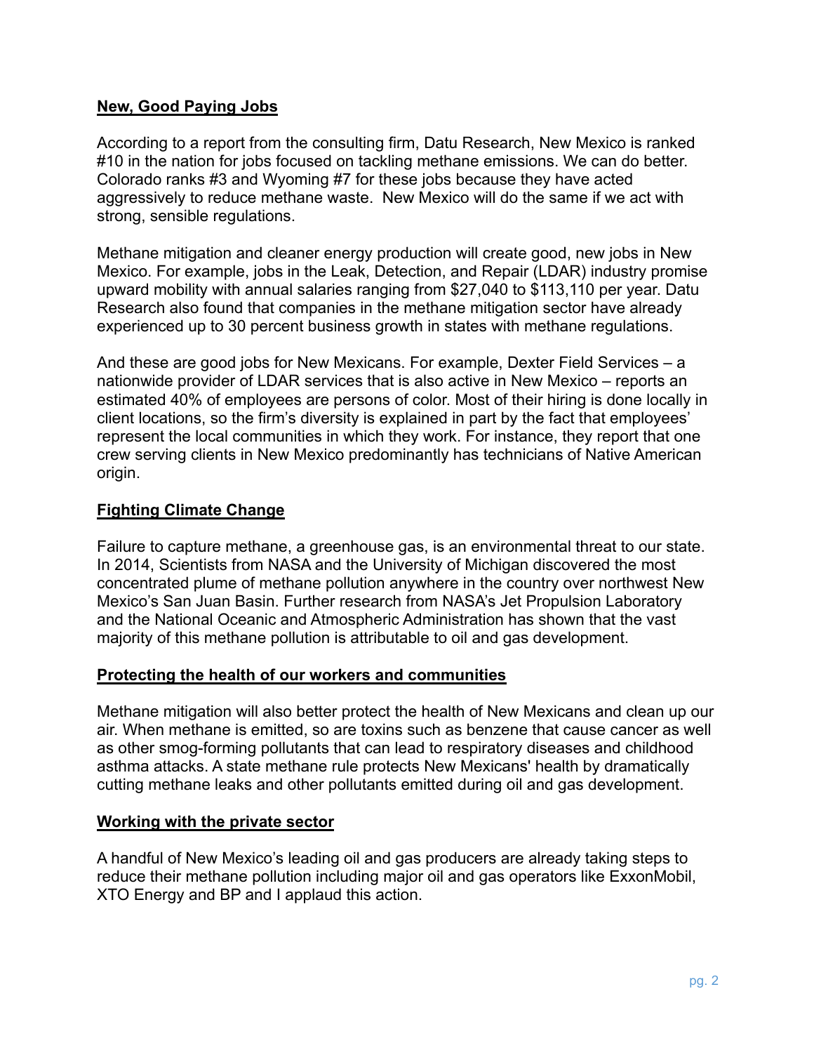**New, Good Paying Jobs**

According to a report from the consulting firm, Datu Research, New Mexico is ranked #10 in the nation for jobs focused on tackling methane emissions. We can do better. Colorado ranks #3 and Wyoming #7 for these jobs because they have acted aggressively to reduce methane waste. New Mexico will do the same if we act with strong, sensible regulations.

Methane mitigation and cleaner energy production will create good, new jobs in New Mexico. For example, jobs in the Leak, Detection, and Repair (LDAR) industry promise upward mobility with annual salaries ranging from $27,040 to $113,110 per year. Datu Research also found that companies in the methane mitigation sector have already experienced up to 30 percent business growth in states with methane regulations.

And these are good jobs for New Mexicans. For example, Dexter Field Services – a nationwide provider of LDAR services that is also active in New Mexico – reports an estimated 40% of employees are persons of color. Most of their hiring is done locally in client locations, so the firm's diversity is explained in part by the fact that employees' represent the local communities in which they work. For instance, they report that one crew serving clients in New Mexico predominantly has technicians of Native American origin.

**Fighting Climate Change**

Failure to capture methane, a greenhouse gas, is an environmental threat to our state. In 2014, Scientists from NASA and the University of Michigan discovered the most concentrated plume of methane pollution anywhere in the country over northwest New Mexico's San Juan Basin. Further research from NASA's Jet Propulsion Laboratory and the National Oceanic and Atmospheric Administration has shown that the vast majority of this methane pollution is attributable to oil and gas development.

**Protecting the health of our workers and communities**

Methane mitigation will also better protect the health of New Mexicans and clean up our air. When methane is emitted, so are toxins such as benzene that cause cancer as well as other smog-forming pollutants that can lead to respiratory diseases and childhood asthma attacks. A state methane rule protects New Mexicans' health by dramatically cutting methane leaks and other pollutants emitted during oil and gas development.

**Working with the private sector**

A handful of New Mexico's leading oil and gas producers are already taking steps to reduce their methane pollution including major oil and gas operators like ExxonMobil, XTO Energy and BP and I applaud this action.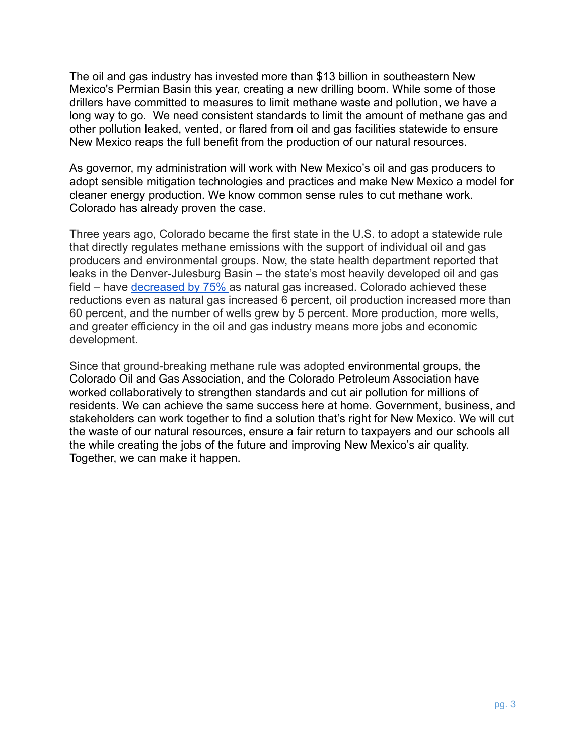The oil and gas industry has invested more than $13 billion in southeastern New Mexico's Permian Basin this year, creating a new drilling boom. While some of those drillers have committed to measures to limit methane waste and pollution, we have a long way to go. We need consistent standards to limit the amount of methane gas and other pollution leaked, vented, or flared from oil and gas facilities statewide to ensure New Mexico reaps the full benefit from the production of our natural resources.

As governor, my administration will work with New Mexico's oil and gas producers to adopt sensible mitigation technologies and practices and make New Mexico a model for cleaner energy production. We know common sense rules to cut methane work. Colorado has already proven the case.

Three years ago, Colorado became the first state in the U.S. to adopt a statewide rule that directly regulates methane emissions with the support of individual oil and gas producers and environmental groups. Now, the state health department reported that leaks in the Denver-Julesburg Basin – the state's most heavily developed oil and gas field – have decreased by 75% as natural gas increased. Colorado achieved these reductions even as natural gas increased 6 percent, oil production increased more than 60 percent, and the number of wells grew by 5 percent. More production, more wells, and greater efficiency in the oil and gas industry means more jobs and economic development.

Since that ground-breaking methane rule was adopted environmental groups, the Colorado Oil and Gas Association, and the Colorado Petroleum Association have worked collaboratively to strengthen standards and cut air pollution for millions of residents. We can achieve the same success here at home. Government, business, and stakeholders can work together to find a solution that's right for New Mexico. We will cut the waste of our natural resources, ensure a fair return to taxpayers and our schools all the while creating the jobs of the future and improving New Mexico's air quality. Together, we can make it happen.